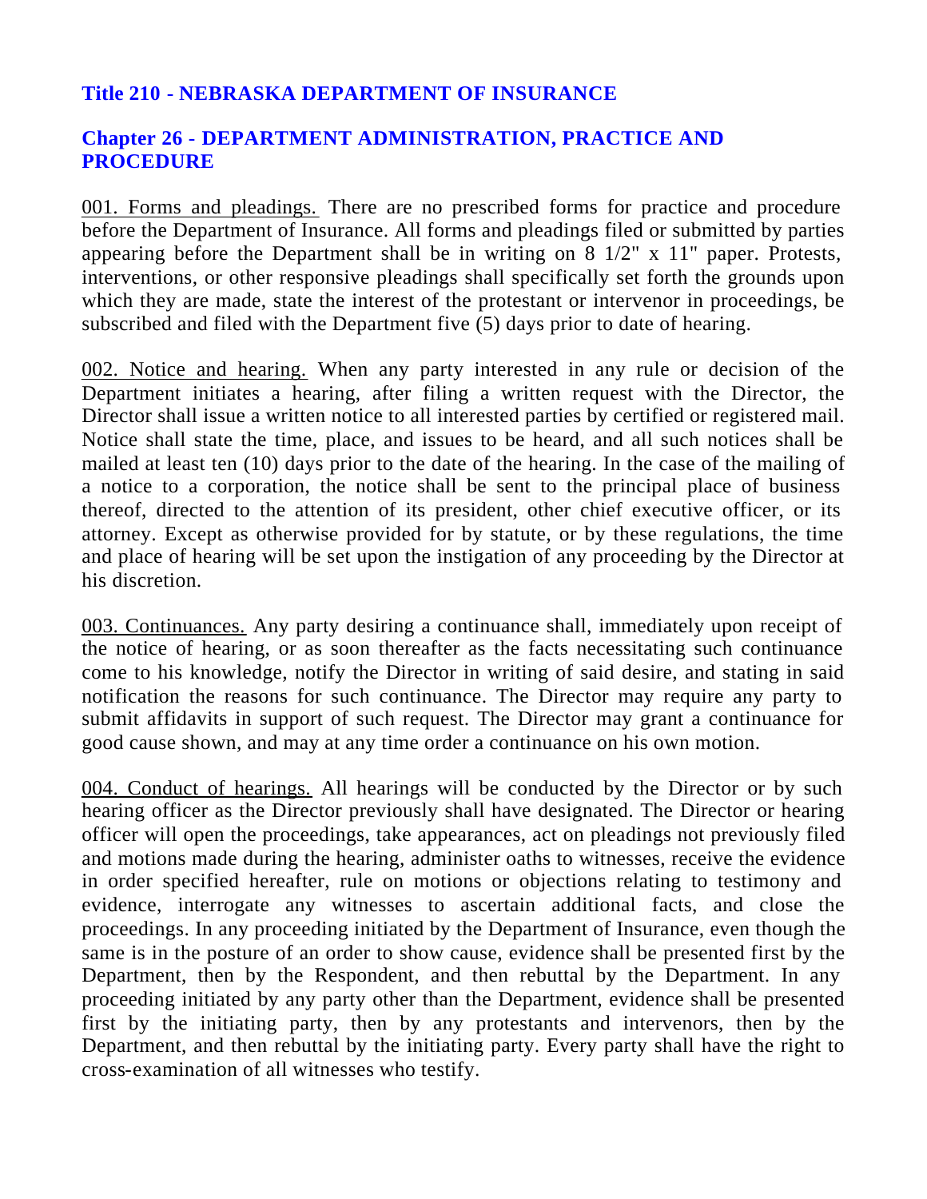# Title 210 - NEBRASKA DEPARTMENT OF INSURANCE

## Chapter 26 - DEPARTMENT ADMINISTRATION, PRACTICE AND PROCEDURE

001. Forms and pleadings. There are no prescribed forms for practice and procedure before the Department of Insurance. All forms and pleadings filed or submitted by parties appearing before the Department shall be in writing on 8 1/2" x 11" paper. Protests, interventions, or other responsive pleadings shall specifically set forth the grounds upon which they are made, state the interest of the protestant or intervenor in proceedings, be subscribed and filed with the Department five (5) days prior to date of hearing.

002. Notice and hearing. When any party interested in any rule or decision of the Department initiates a hearing, after filing a written request with the Director, the Director shall issue a written notice to all interested parties by certified or registered mail. Notice shall state the time, place, and issues to be heard, and all such notices shall be mailed at least ten (10) days prior to the date of the hearing. In the case of the mailing of a notice to a corporation, the notice shall be sent to the principal place of business thereof, directed to the attention of its president, other chief executive officer, or its attorney. Except as otherwise provided for by statute, or by these regulations, the time and place of hearing will be set upon the instigation of any proceeding by the Director at his discretion.

003. Continuances. Any party desiring a continuance shall, immediately upon receipt of the notice of hearing, or as soon thereafter as the facts necessitating such continuance come to his knowledge, notify the Director in writing of said desire, and stating in said notification the reasons for such continuance. The Director may require any party to submit affidavits in support of such request. The Director may grant a continuance for good cause shown, and may at any time order a continuance on his own motion.

004. Conduct of hearings. All hearings will be conducted by the Director or by such hearing officer as the Director previously shall have designated. The Director or hearing officer will open the proceedings, take appearances, act on pleadings not previously filed and motions made during the hearing, administer oaths to witnesses, receive the evidence in order specified hereafter, rule on motions or objections relating to testimony and evidence, interrogate any witnesses to ascertain additional facts, and close the proceedings. In any proceeding initiated by the Department of Insurance, even though the same is in the posture of an order to show cause, evidence shall be presented first by the Department, then by the Respondent, and then rebuttal by the Department. In any proceeding initiated by any party other than the Department, evidence shall be presented first by the initiating party, then by any protestants and intervenors, then by the Department, and then rebuttal by the initiating party. Every party shall have the right to cross-examination of all witnesses who testify.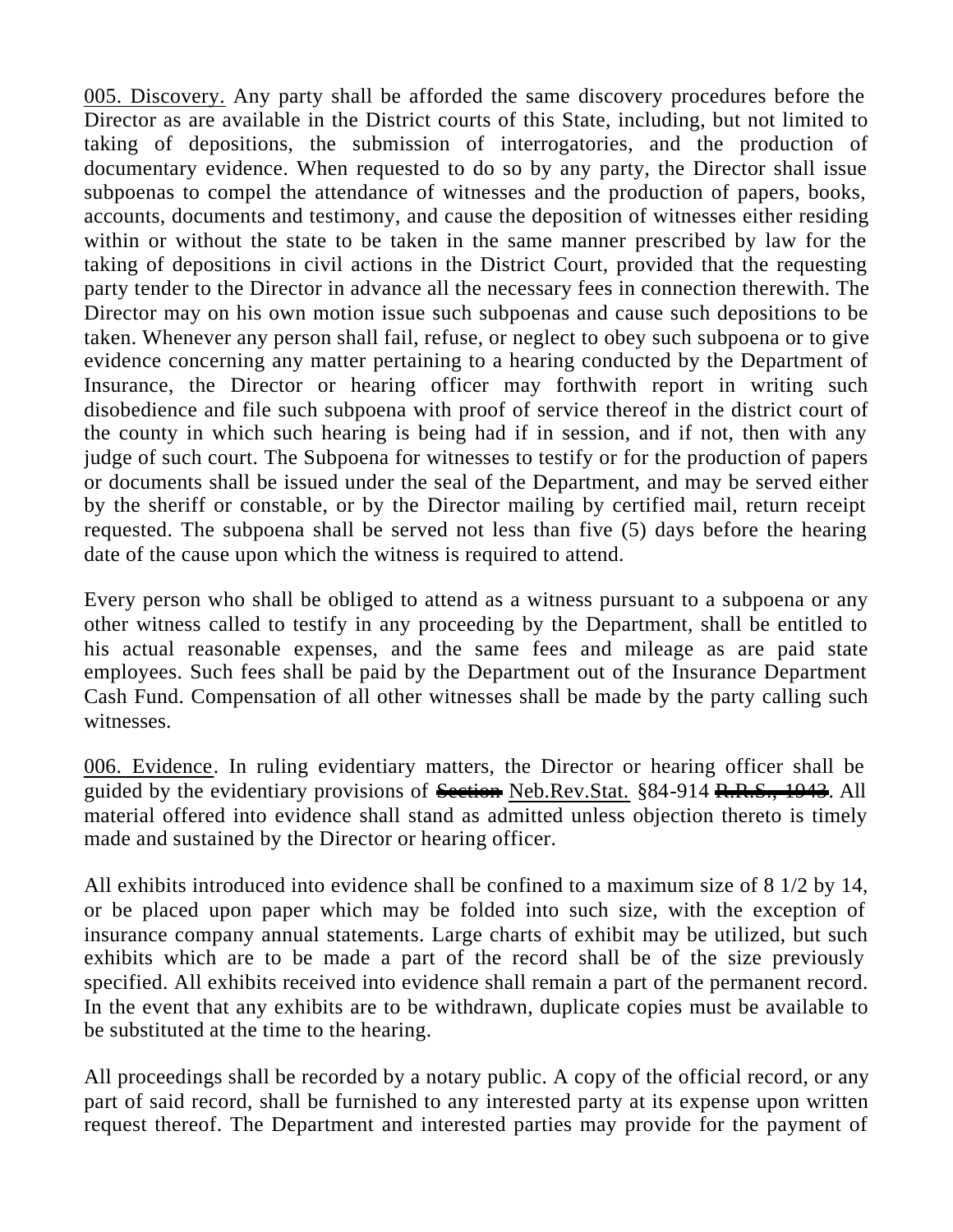<u>005. Discovery.</u> Any party shall be afforded the same discovery procedures before the Director as are available in the District courts of this State, including, but not limited to taking of depositions, the submission of interrogatories, and the production of documentary evidence. When requested to do so by any party, the Director shall issue subpoenas to compel the attendance of witnesses and the production of papers, books, accounts, documents and testimony, and cause the deposition of witnesses either residing within or without the state to be taken in the same manner prescribed by law for the taking of depositions in civil actions in the District Court, provided that the requesting party tender to the Director in advance all the necessary fees in connection therewith. The Director may on his own motion issue such subpoenas and cause such depositions to be taken. Whenever any person shall fail, refuse, or neglect to obey such subpoena or to give evidence concerning any matter pertaining to a hearing conducted by the Department of Insurance, the Director or hearing officer may forthwith report in writing such disobedience and file such subpoena with proof of service thereof in the district court of the county in which such hearing is being had if in session, and if not, then with any judge of such court. The Subpoena for witnesses to testify or for the production of papers or documents shall be issued under the seal of the Department, and may be served either by the sheriff or constable, or by the Director mailing by certified mail, return receipt requested. The subpoena shall be served not less than five (5) days before the hearing date of the cause upon which the witness is required to attend.

Every person who shall be obliged to attend as a witness pursuant to a subpoena or any other witness called to testify in any proceeding by the Department, shall be entitled to his actual reasonable expenses, and the same fees and mileage as are paid state employees. Such fees shall be paid by the Department out of the Insurance Department Cash Fund. Compensation of all other witnesses shall be made by the party calling such witnesses.

<u>006. Evidence</u>. In ruling evidentiary matters, the Director or hearing officer shall be guided by the evidentiary provisions of ~~Section~~ <u>Neb.Rev.Stat.</u> §84-914 ~~R.R.S., 1943~~. All material offered into evidence shall stand as admitted unless objection thereto is timely made and sustained by the Director or hearing officer.

All exhibits introduced into evidence shall be confined to a maximum size of 8 1/2 by 14, or be placed upon paper which may be folded into such size, with the exception of insurance company annual statements. Large charts of exhibit may be utilized, but such exhibits which are to be made a part of the record shall be of the size previously specified. All exhibits received into evidence shall remain a part of the permanent record. In the event that any exhibits are to be withdrawn, duplicate copies must be available to be substituted at the time to the hearing.

All proceedings shall be recorded by a notary public. A copy of the official record, or any part of said record, shall be furnished to any interested party at its expense upon written request thereof. The Department and interested parties may provide for the payment of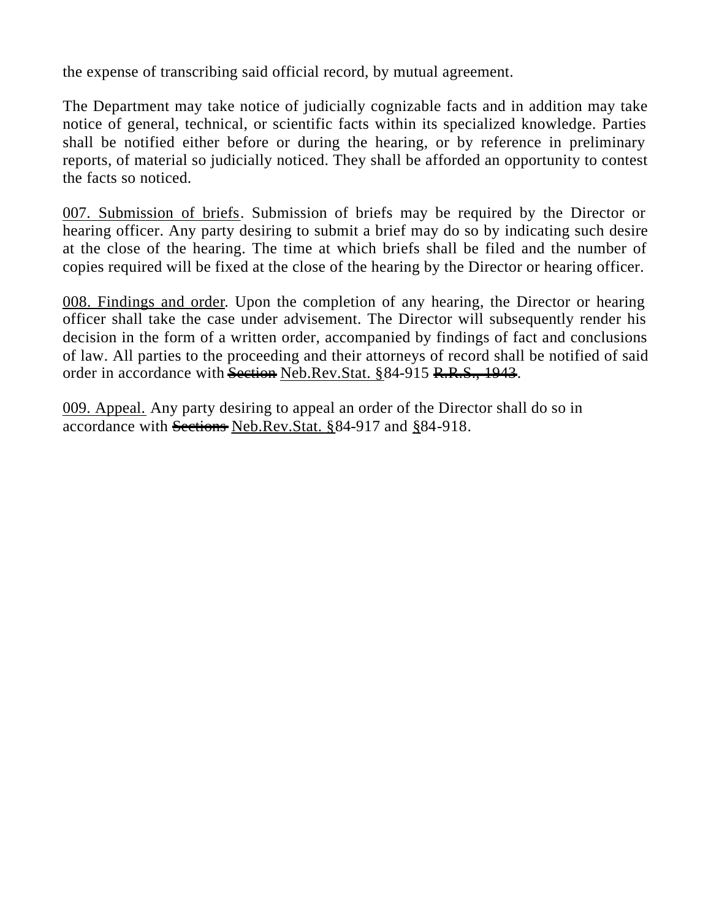the expense of transcribing said official record, by mutual agreement.

The Department may take notice of judicially cognizable facts and in addition may take notice of general, technical, or scientific facts within its specialized knowledge. Parties shall be notified either before or during the hearing, or by reference in preliminary reports, of material so judicially noticed. They shall be afforded an opportunity to contest the facts so noticed.

<u>007. Submission of briefs</u>. Submission of briefs may be required by the Director or hearing officer. Any party desiring to submit a brief may do so by indicating such desire at the close of the hearing. The time at which briefs shall be filed and the number of copies required will be fixed at the close of the hearing by the Director or hearing officer.

<u>008. Findings and order</u>. Upon the completion of any hearing, the Director or hearing officer shall take the case under advisement. The Director will subsequently render his decision in the form of a written order, accompanied by findings of fact and conclusions of law. All parties to the proceeding and their attorneys of record shall be notified of said order in accordance with ~~Section~~ <u>Neb.Rev.Stat. §</u>84-915 ~~R.R.S., 1943~~.

<u>009. Appeal.</u> Any party desiring to appeal an order of the Director shall do so in accordance with ~~Sections~~ <u>Neb.Rev.Stat. §</u>84-917 and <u>§</u>84-918.